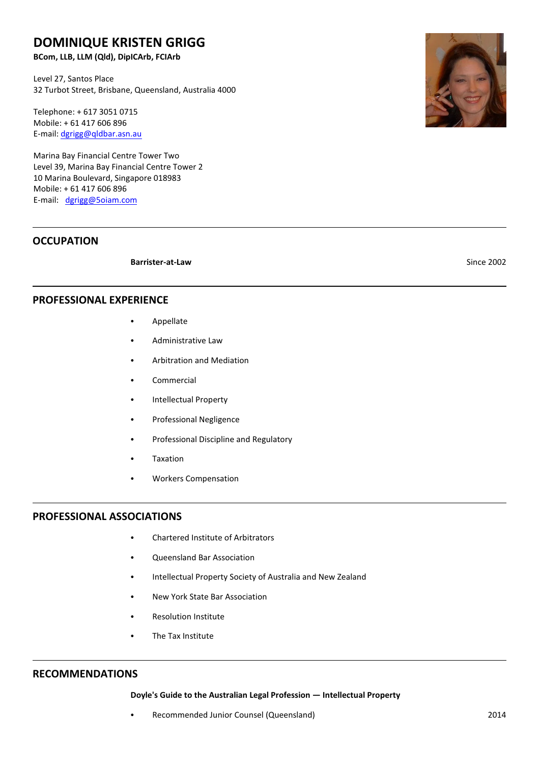# DOMINIQUE KRISTEN GRIGG

**BCom, LLB, LLM (Qld), DipICArb, FCIArb**

Level 27, Santos Place
32 Turbot Street, Brisbane, Queensland, Australia 4000

Telephone: + 617 3051 0715
Mobile: + 61 417 606 896
E-mail: dgrigg@qldbar.asn.au

Marina Bay Financial Centre Tower Two
Level 39, Marina Bay Financial Centre Tower 2
10 Marina Boulevard, Singapore 018983
Mobile: + 61 417 606 896
E-mail: dgrigg@5oiam.com

## OCCUPATION

**Barrister-at-Law** — Since 2002

## PROFESSIONAL EXPERIENCE

- Appellate
- Administrative Law
- Arbitration and Mediation
- Commercial
- Intellectual Property
- Professional Negligence
- Professional Discipline and Regulatory
- Taxation
- Workers Compensation

## PROFESSIONAL ASSOCIATIONS

- Chartered Institute of Arbitrators
- Queensland Bar Association
- Intellectual Property Society of Australia and New Zealand
- New York State Bar Association
- Resolution Institute
- The Tax Institute

## RECOMMENDATIONS

**Doyle's Guide to the Australian Legal Profession — Intellectual Property**

- Recommended Junior Counsel (Queensland) — 2014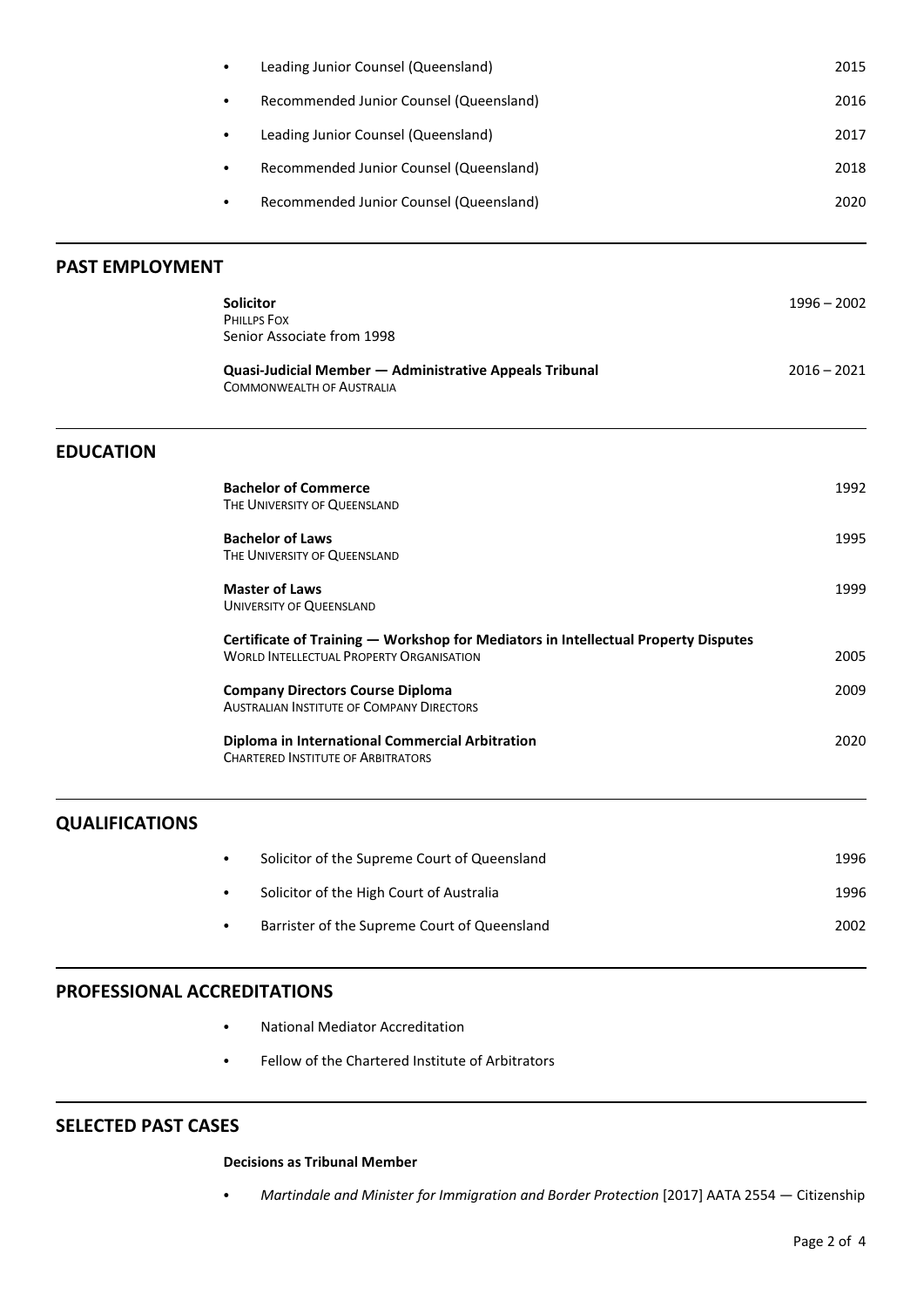- Leading Junior Counsel (Queensland) 2015
- Recommended Junior Counsel (Queensland) 2016
- Leading Junior Counsel (Queensland) 2017
- Recommended Junior Counsel (Queensland) 2018
- Recommended Junior Counsel (Queensland) 2020

## PAST EMPLOYMENT

**Solicitor** 1996 – 2002
PHILLPS FOX
Senior Associate from 1998

**Quasi-Judicial Member — Administrative Appeals Tribunal** 2016 – 2021
COMMONWEALTH OF AUSTRALIA

## EDUCATION

**Bachelor of Commerce** 1992
THE UNIVERSITY OF QUEENSLAND

**Bachelor of Laws** 1995
THE UNIVERSITY OF QUEENSLAND

**Master of Laws** 1999
UNIVERSITY OF QUEENSLAND

**Certificate of Training — Workshop for Mediators in Intellectual Property Disputes**
WORLD INTELLECTUAL PROPERTY ORGANISATION 2005

**Company Directors Course Diploma** 2009
AUSTRALIAN INSTITUTE OF COMPANY DIRECTORS

**Diploma in International Commercial Arbitration** 2020
CHARTERED INSTITUTE OF ARBITRATORS

## QUALIFICATIONS

- Solicitor of the Supreme Court of Queensland 1996
- Solicitor of the High Court of Australia 1996
- Barrister of the Supreme Court of Queensland 2002

## PROFESSIONAL ACCREDITATIONS

- National Mediator Accreditation
- Fellow of the Chartered Institute of Arbitrators

## SELECTED PAST CASES

**Decisions as Tribunal Member**

- *Martindale and Minister for Immigration and Border Protection* [2017] AATA 2554 — Citizenship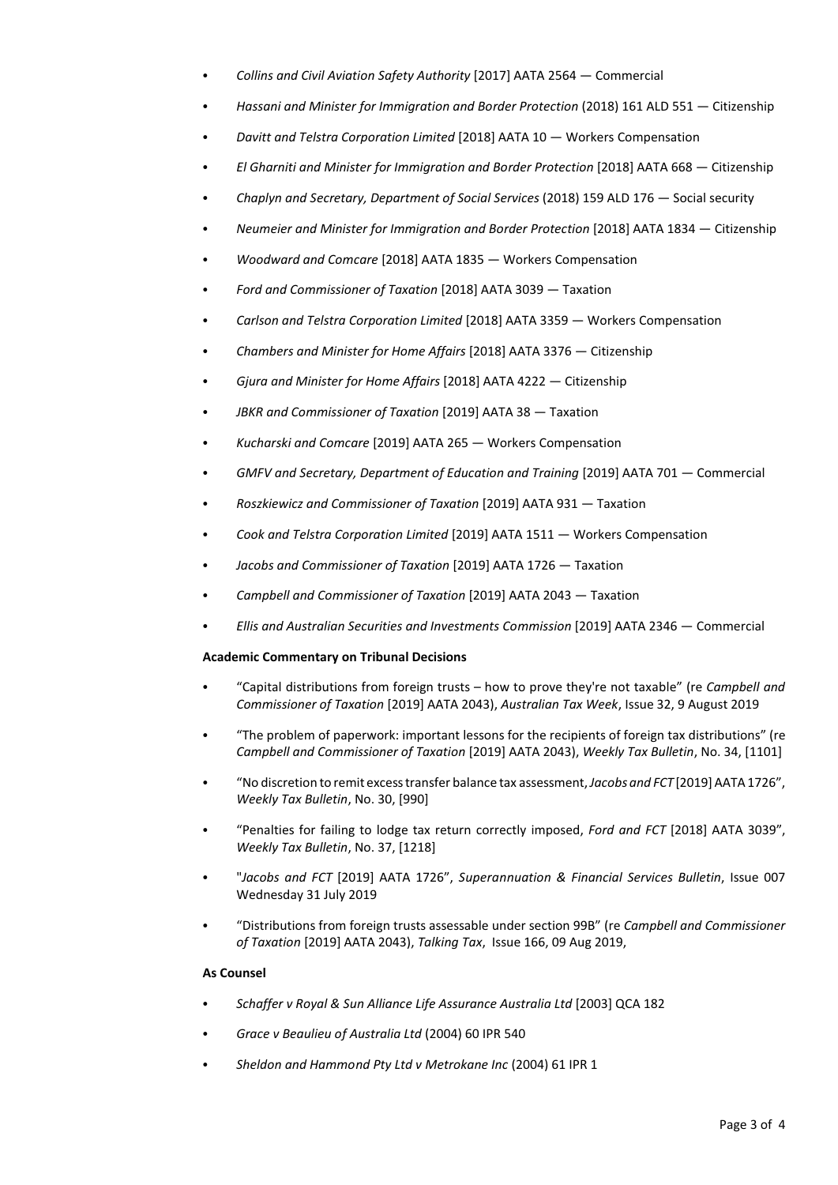- *Collins and Civil Aviation Safety Authority* [2017] AATA 2564 — Commercial
- *Hassani and Minister for Immigration and Border Protection* (2018) 161 ALD 551 — Citizenship
- *Davitt and Telstra Corporation Limited* [2018] AATA 10 — Workers Compensation
- *El Gharniti and Minister for Immigration and Border Protection* [2018] AATA 668 — Citizenship
- *Chaplyn and Secretary, Department of Social Services* (2018) 159 ALD 176 — Social security
- *Neumeier and Minister for Immigration and Border Protection* [2018] AATA 1834 — Citizenship
- *Woodward and Comcare* [2018] AATA 1835 — Workers Compensation
- *Ford and Commissioner of Taxation* [2018] AATA 3039 — Taxation
- *Carlson and Telstra Corporation Limited* [2018] AATA 3359 — Workers Compensation
- *Chambers and Minister for Home Affairs* [2018] AATA 3376 — Citizenship
- *Gjura and Minister for Home Affairs* [2018] AATA 4222 — Citizenship
- *JBKR and Commissioner of Taxation* [2019] AATA 38 — Taxation
- *Kucharski and Comcare* [2019] AATA 265 — Workers Compensation
- *GMFV and Secretary, Department of Education and Training* [2019] AATA 701 — Commercial
- *Roszkiewicz and Commissioner of Taxation* [2019] AATA 931 — Taxation
- *Cook and Telstra Corporation Limited* [2019] AATA 1511 — Workers Compensation
- *Jacobs and Commissioner of Taxation* [2019] AATA 1726 — Taxation
- *Campbell and Commissioner of Taxation* [2019] AATA 2043 — Taxation
- *Ellis and Australian Securities and Investments Commission* [2019] AATA 2346 — Commercial

**Academic Commentary on Tribunal Decisions**

- "Capital distributions from foreign trusts – how to prove they're not taxable" (re *Campbell and Commissioner of Taxation* [2019] AATA 2043), *Australian Tax Week*, Issue 32, 9 August 2019
- "The problem of paperwork: important lessons for the recipients of foreign tax distributions" (re *Campbell and Commissioner of Taxation* [2019] AATA 2043), *Weekly Tax Bulletin*, No. 34, [1101]
- "No discretion to remit excess transfer balance tax assessment, *Jacobs and FCT* [2019] AATA 1726", *Weekly Tax Bulletin*, No. 30, [990]
- "Penalties for failing to lodge tax return correctly imposed, *Ford and FCT* [2018] AATA 3039", *Weekly Tax Bulletin*, No. 37, [1218]
- "*Jacobs and FCT* [2019] AATA 1726", *Superannuation & Financial Services Bulletin*, Issue 007 Wednesday 31 July 2019
- "Distributions from foreign trusts assessable under section 99B" (re *Campbell and Commissioner of Taxation* [2019] AATA 2043), *Talking Tax*, Issue 166, 09 Aug 2019,

**As Counsel**

- *Schaffer v Royal & Sun Alliance Life Assurance Australia Ltd* [2003] QCA 182
- *Grace v Beaulieu of Australia Ltd* (2004) 60 IPR 540
- *Sheldon and Hammond Pty Ltd v Metrokane Inc* (2004) 61 IPR 1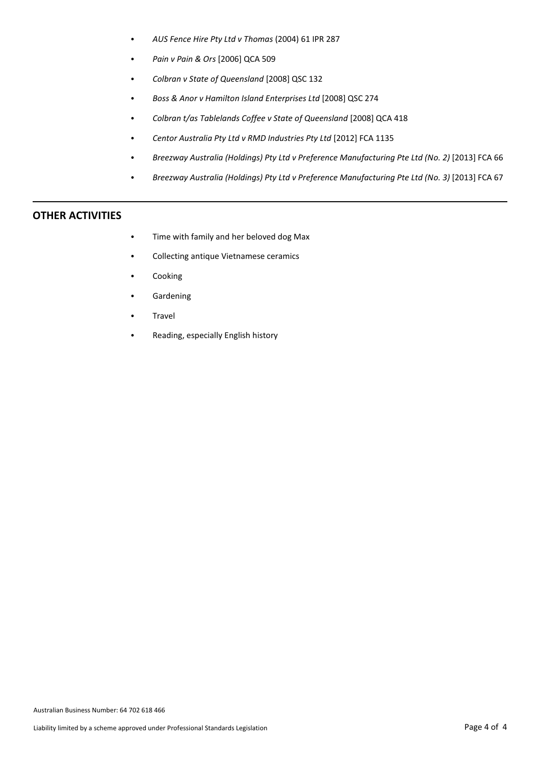- *AUS Fence Hire Pty Ltd v Thomas* (2004) 61 IPR 287
- *Pain v Pain & Ors* [2006] QCA 509
- *Colbran v State of Queensland* [2008] QSC 132
- *Boss & Anor v Hamilton Island Enterprises Ltd* [2008] QSC 274
- *Colbran t/as Tablelands Coffee v State of Queensland* [2008] QCA 418
- *Centor Australia Pty Ltd v RMD Industries Pty Ltd* [2012] FCA 1135
- *Breezway Australia (Holdings) Pty Ltd v Preference Manufacturing Pte Ltd (No. 2)* [2013] FCA 66
- *Breezway Australia (Holdings) Pty Ltd v Preference Manufacturing Pte Ltd (No. 3)* [2013] FCA 67

## OTHER ACTIVITIES

- Time with family and her beloved dog Max
- Collecting antique Vietnamese ceramics
- Cooking
- Gardening
- Travel
- Reading, especially English history

Australian Business Number: 64 702 618 466

Liability limited by a scheme approved under Professional Standards Legislation